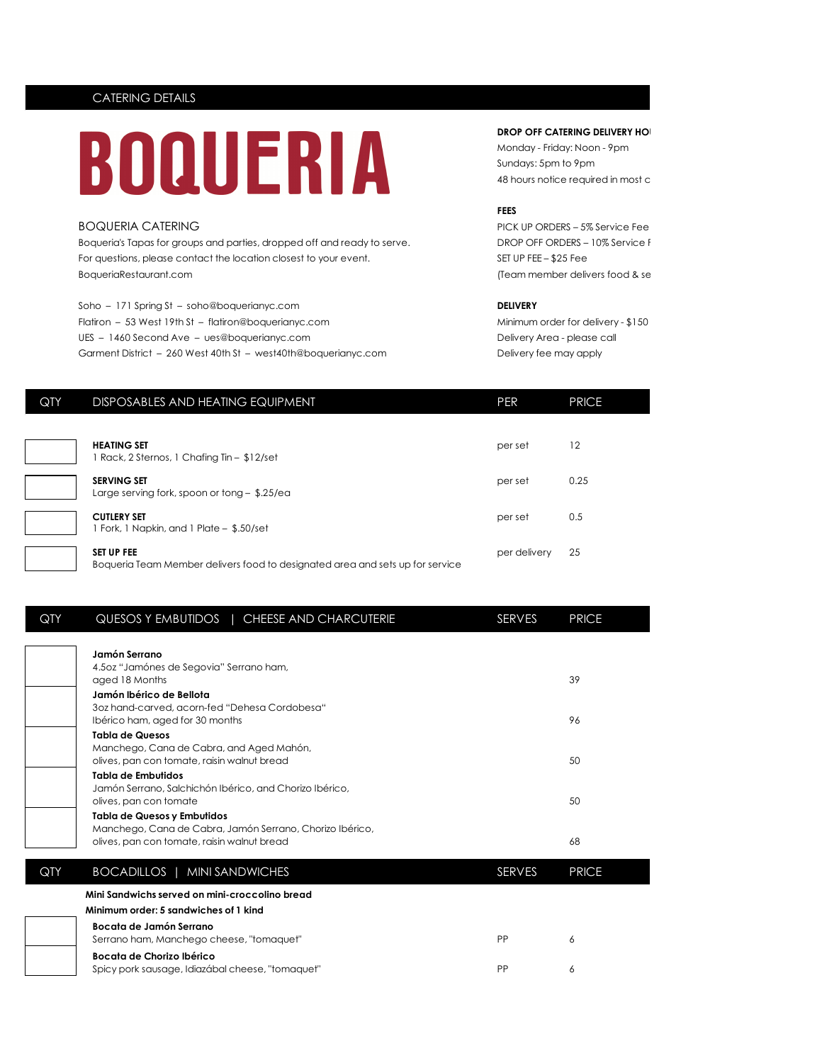CATERING DETAILS

# BOQUERIA

## BOQUERIA CATERING

Boqueria's Tapas for groups and parties, dropped off and ready to serve.
For questions, please contact the location closest to your event.
BoqueriaRestaurant.com

Soho – 171 Spring St – soho@boquerianyc.com
Flatiron – 53 West 19th St – flatiron@boquerianyc.com
UES – 1460 Second Ave – ues@boquerianyc.com
Garment District – 260 West 40th St – west40th@boquerianyc.com

**DROP OFF CATERING DELIVERY HO**
Monday - Friday: Noon - 9pm
Sundays: 5pm to 9pm
48 hours notice required in most c

**FEES**
PICK UP ORDERS – 5% Service Fee
DROP OFF ORDERS – 10% Service F
SET UP FEE – $25 Fee
(Team member delivers food & se

**DELIVERY**
Minimum order for delivery - $150
Delivery Area - please call
Delivery fee may apply

| QTY | DISPOSABLES AND HEATING EQUIPMENT | PER | PRICE |
|---|---|---|---|
| | **HEATING SET**<br>1 Rack, 2 Sternos, 1 Chafing Tin – $12/set | per set | 12 |
| | **SERVING SET**<br>Large serving fork, spoon or tong – $.25/ea | per set | 0.25 |
| | **CUTLERY SET**<br>1 Fork, 1 Napkin, and 1 Plate – $.50/set | per set | 0.5 |
| | **SET UP FEE**<br>Boqueria Team Member delivers food to designated area and sets up for service | per delivery | 25 |

| QTY | QUESOS Y EMBUTIDOS \| CHEESE AND CHARCUTERIE | SERVES | PRICE |
|---|---|---|---|
| | **Jamón Serrano**<br>4.5oz "Jamónes de Segovia" Serrano ham, aged 18 Months | | 39 |
| | **Jamón Ibérico de Bellota**<br>3oz hand-carved, acorn-fed "Dehesa Cordobesa" Ibérico ham, aged for 30 months | | 96 |
| | **Tabla de Quesos**<br>Manchego, Cana de Cabra, and Aged Mahón, olives, pan con tomate, raisin walnut bread | | 50 |
| | **Tabla de Embutidos**<br>Jamón Serrano, Salchichón Ibérico, and Chorizo Ibérico, olives, pan con tomate | | 50 |
| | **Tabla de Quesos y Embutidos**<br>Manchego, Cana de Cabra, Jamón Serrano, Chorizo Ibérico, olives, pan con tomate, raisin walnut bread | | 68 |

| QTY | BOCADILLOS \| MINI SANDWICHES | SERVES | PRICE |
|---|---|---|---|
| | **Mini Sandwichs served on mini-croccolino bread**<br>**Minimum order: 5 sandwiches of 1 kind** | | |
| | **Bocata de Jamón Serrano**<br>Serrano ham, Manchego cheese, "tomaquet" | PP | 6 |
| | **Bocata de Chorizo Ibérico**<br>Spicy pork sausage, Idiazábal cheese, "tomaquet" | PP | 6 |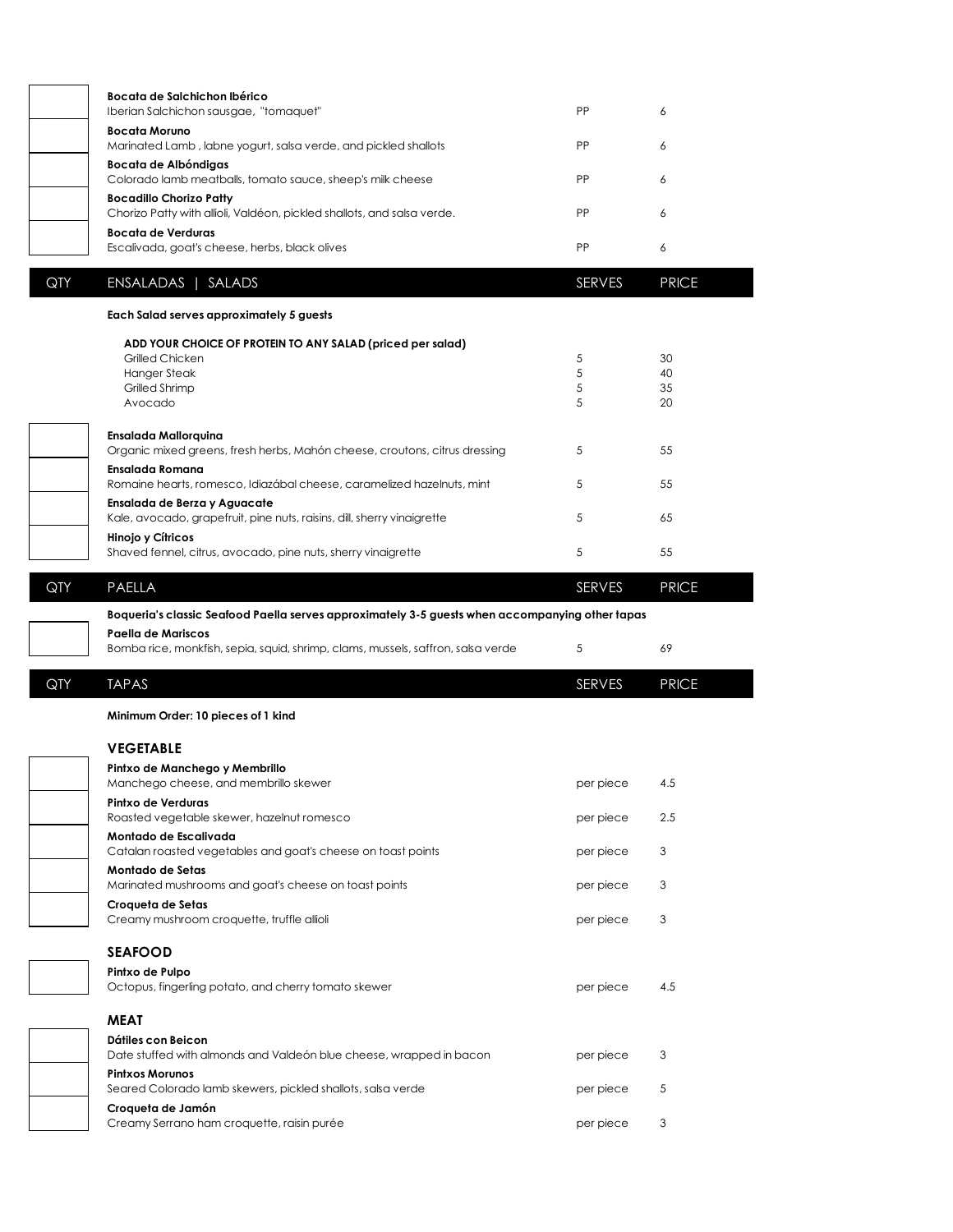| QTY | | | |
|---|---|---|---|
| | **Bocata de Salchichon Ibérico**<br>Iberian Salchichon sausgae, "tomaquet" | PP | 6 |
| | **Bocata Moruno**<br>Marinated Lamb , labne yogurt, salsa verde, and pickled shallots | PP | 6 |
| | **Bocata de Albóndigas**<br>Colorado lamb meatballs, tomato sauce, sheep's milk cheese | PP | 6 |
| | **Bocadillo Chorizo Patty**<br>Chorizo Patty with allioli, Valdéon, pickled shallots, and salsa verde. | PP | 6 |
| | **Bocata de Verduras**<br>Escalivada, goat's cheese, herbs, black olives | PP | 6 |

| QTY | ENSALADAS \| SALADS | SERVES | PRICE |
|---|---|---|---|
| | **Each Salad serves approximately 5 guests** | | |
| | **ADD YOUR CHOICE OF PROTEIN TO ANY SALAD (priced per salad)** | | |
| | Grilled Chicken | 5 | 30 |
| | Hanger Steak | 5 | 40 |
| | Grilled Shrimp | 5 | 35 |
| | Avocado | 5 | 20 |
| | **Ensalada Mallorquina**<br>Organic mixed greens, fresh herbs, Mahón cheese, croutons, citrus dressing | 5 | 55 |
| | **Ensalada Romana**<br>Romaine hearts, romesco, Idiazábal cheese, caramelized hazelnuts, mint | 5 | 55 |
| | **Ensalada de Berza y Aguacate**<br>Kale, avocado, grapefruit, pine nuts, raisins, dill, sherry vinaigrette | 5 | 65 |
| | **Hinojo y Cítricos**<br>Shaved fennel, citrus, avocado, pine nuts, sherry vinaigrette | 5 | 55 |

| QTY | PAELLA | SERVES | PRICE |
|---|---|---|---|
| | **Boqueria's classic Seafood Paella serves approximately 3-5 guests when accompanying other tapas** | | |
| | **Paella de Mariscos**<br>Bomba rice, monkfish, sepia, squid, shrimp, clams, mussels, saffron, salsa verde | 5 | 69 |

| QTY | TAPAS | SERVES | PRICE |
|---|---|---|---|
| | **Minimum Order: 10 pieces of 1 kind** | | |
| | **VEGETABLE** | | |
| | **Pintxo de Manchego y Membrillo**<br>Manchego cheese, and membrillo skewer | per piece | 4.5 |
| | **Pintxo de Verduras**<br>Roasted vegetable skewer, hazelnut romesco | per piece | 2.5 |
| | **Montado de Escalivada**<br>Catalan roasted vegetables and goat's cheese on toast points | per piece | 3 |
| | **Montado de Setas**<br>Marinated mushrooms and goat's cheese on toast points | per piece | 3 |
| | **Croqueta de Setas**<br>Creamy mushroom croquette, truffle allioli | per piece | 3 |
| | **SEAFOOD** | | |
| | **Pintxo de Pulpo**<br>Octopus, fingerling potato, and cherry tomato skewer | per piece | 4.5 |
| | **MEAT** | | |
| | **Dátiles con Beicon**<br>Date stuffed with almonds and Valdeón blue cheese, wrapped in bacon | per piece | 3 |
| | **Pintxos Morunos**<br>Seared Colorado lamb skewers, pickled shallots, salsa verde | per piece | 5 |
| | **Croqueta de Jamón**<br>Creamy Serrano ham croquette, raisin purée | per piece | 3 |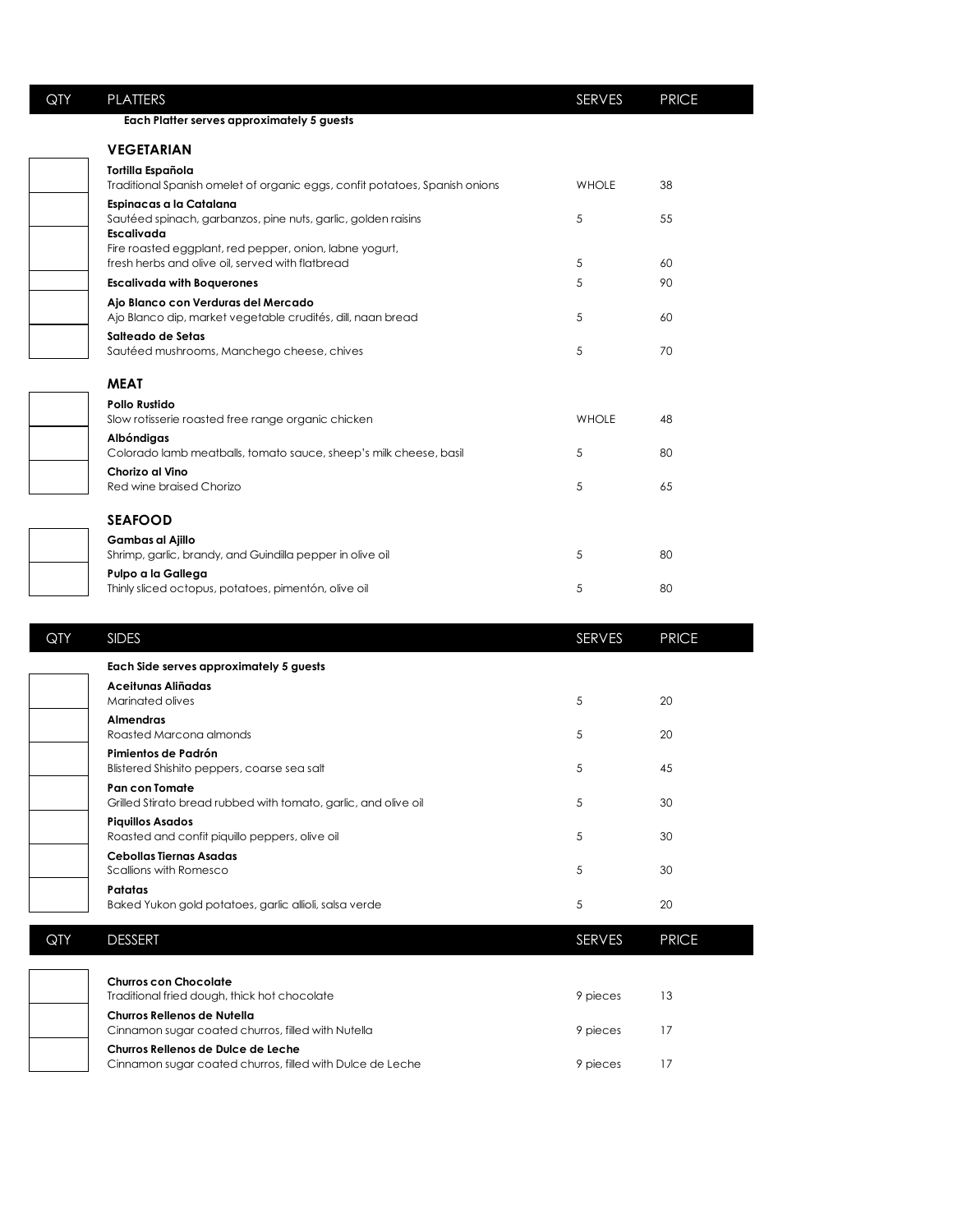| QTY | PLATTERS | SERVES | PRICE |
|---|---|---|---|
| | **Each Platter serves approximately 5 guests** | | |
| | **VEGETARIAN** | | |
| | **Tortilla Española**<br>Traditional Spanish omelet of organic eggs, confit potatoes, Spanish onions | WHOLE | 38 |
| | **Espinacas a la Catalana**<br>Sautéed spinach, garbanzos, pine nuts, garlic, golden raisins | 5 | 55 |
| | **Escalivada**<br>Fire roasted eggplant, red pepper, onion, labne yogurt, fresh herbs and olive oil, served with flatbread | 5 | 60 |
| | **Escalivada with Boquerones** | 5 | 90 |
| | **Ajo Blanco con Verduras del Mercado**<br>Ajo Blanco dip, market vegetable crudités, dill, naan bread | 5 | 60 |
| | **Salteado de Setas**<br>Sautéed mushrooms, Manchego cheese, chives | 5 | 70 |
| | **MEAT** | | |
| | **Pollo Rustido**<br>Slow rotisserie roasted free range organic chicken | WHOLE | 48 |
| | **Albóndigas**<br>Colorado lamb meatballs, tomato sauce, sheep's milk cheese, basil | 5 | 80 |
| | **Chorizo al Vino**<br>Red wine braised Chorizo | 5 | 65 |
| | **SEAFOOD** | | |
| | **Gambas al Ajillo**<br>Shrimp, garlic, brandy, and Guindilla pepper in olive oil | 5 | 80 |
| | **Pulpo a la Gallega**<br>Thinly sliced octopus, potatoes, pimentón, olive oil | 5 | 80 |

| QTY | SIDES | SERVES | PRICE |
|---|---|---|---|
| | **Each Side serves approximately 5 guests** | | |
| | **Aceitunas Aliñadas**<br>Marinated olives | 5 | 20 |
| | **Almendras**<br>Roasted Marcona almonds | 5 | 20 |
| | **Pimientos de Padrón**<br>Blistered Shishito peppers, coarse sea salt | 5 | 45 |
| | **Pan con Tomate**<br>Grilled Stirato bread rubbed with tomato, garlic, and olive oil | 5 | 30 |
| | **Piquillos Asados**<br>Roasted and confit piquillo peppers, olive oil | 5 | 30 |
| | **Cebollas Tiernas Asadas**<br>Scallions with Romesco | 5 | 30 |
| | **Patatas**<br>Baked Yukon gold potatoes, garlic allioli, salsa verde | 5 | 20 |

| QTY | DESSERT | SERVES | PRICE |
|---|---|---|---|
| | **Churros con Chocolate**<br>Traditional fried dough, thick hot chocolate | 9 pieces | 13 |
| | **Churros Rellenos de Nutella**<br>Cinnamon sugar coated churros, filled with Nutella | 9 pieces | 17 |
| | **Churros Rellenos de Dulce de Leche**<br>Cinnamon sugar coated churros, filled with Dulce de Leche | 9 pieces | 17 |